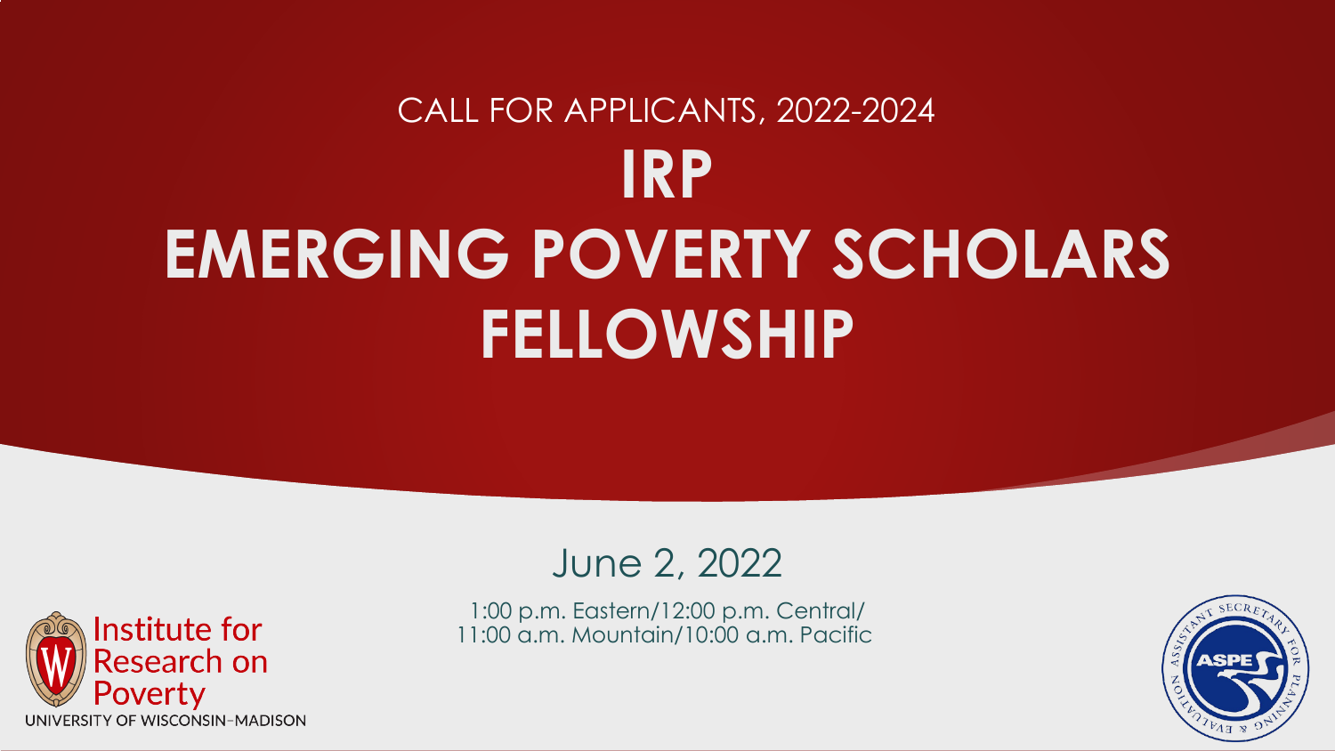CALL FOR APPLICANTS, 2022-2024

# IRP EMERGING POVERTY SCHOLARS FELLOWSHIP

June 2, 2022

1:00 p.m. Eastern/12:00 p.m. Central/
11:00 a.m. Mountain/10:00 a.m. Pacific

Institute for Research on Poverty
UNIVERSITY OF WISCONSIN–MADISON

ASPE
ASSISTANT SECRETARY FOR PLANNING & EVALUATION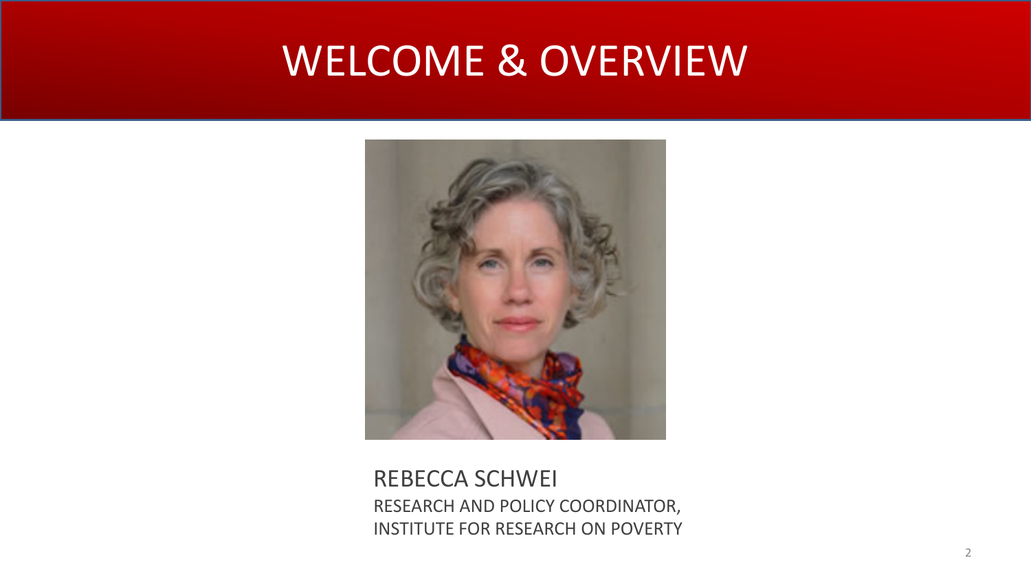# WELCOME & OVERVIEW

REBECCA SCHWEI
RESEARCH AND POLICY COORDINATOR,
INSTITUTE FOR RESEARCH ON POVERTY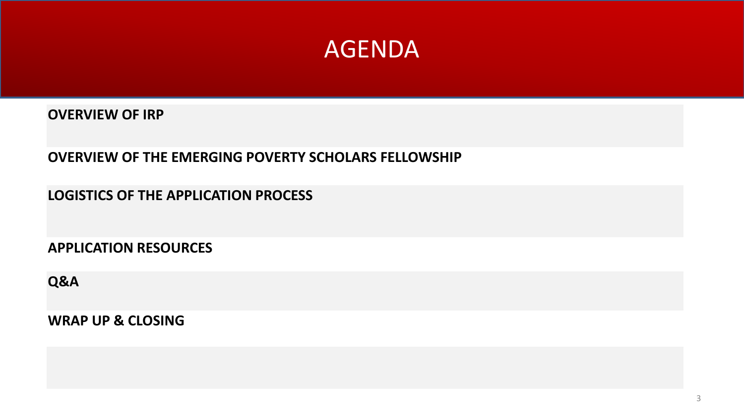# AGENDA

**OVERVIEW OF IRP**

**OVERVIEW OF THE EMERGING POVERTY SCHOLARS FELLOWSHIP**

**LOGISTICS OF THE APPLICATION PROCESS**

**APPLICATION RESOURCES**

**Q&A**

**WRAP UP & CLOSING**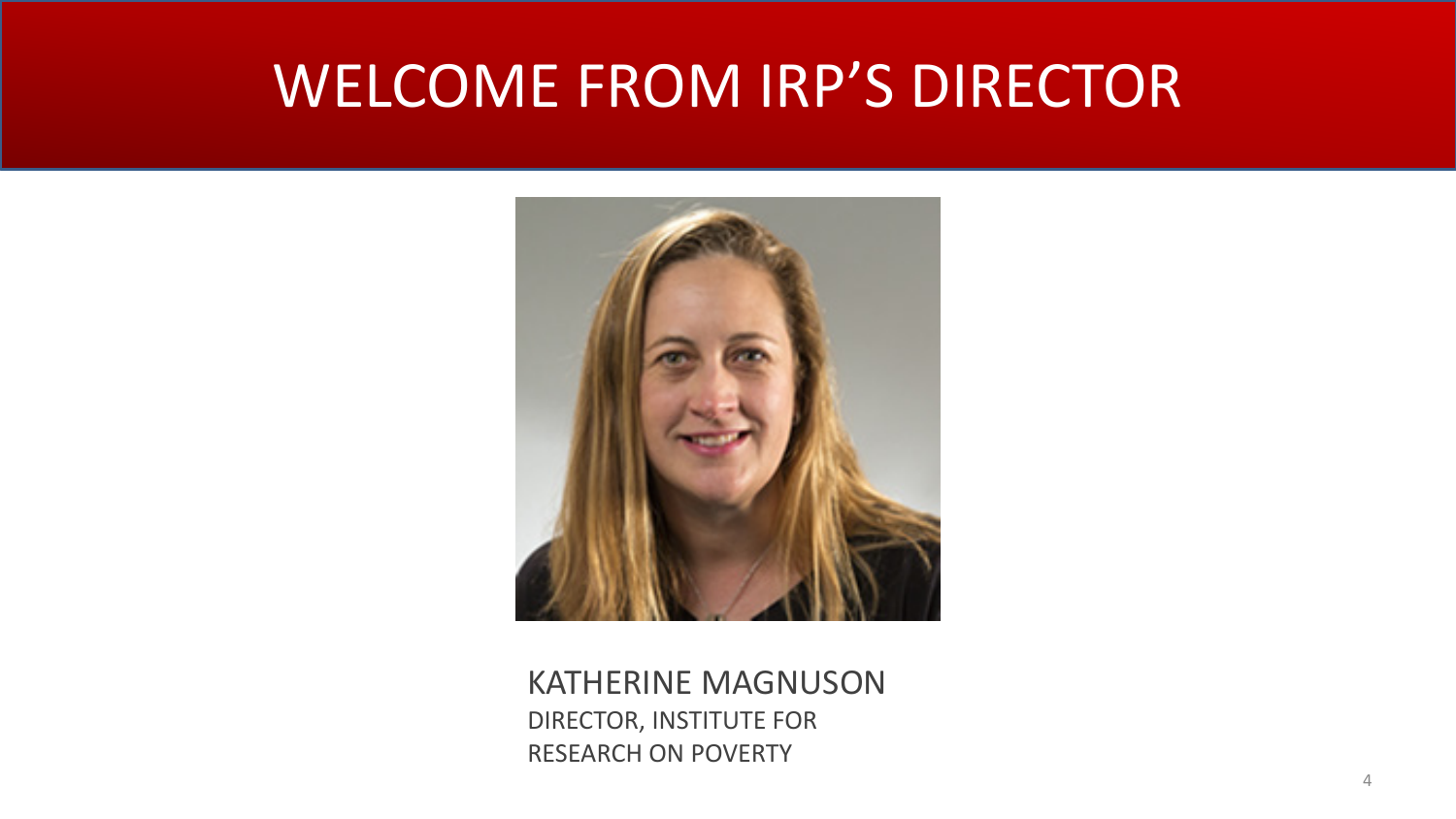# WELCOME FROM IRP'S DIRECTOR

KATHERINE MAGNUSON
DIRECTOR, INSTITUTE FOR RESEARCH ON POVERTY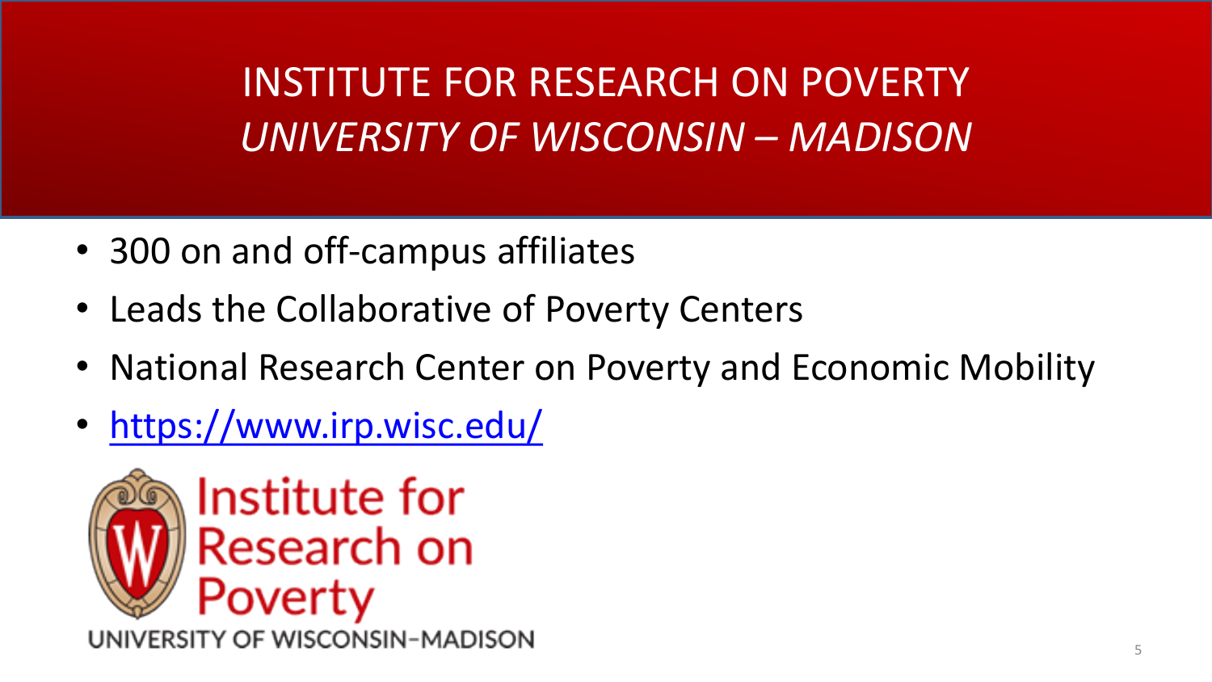# INSTITUTE FOR RESEARCH ON POVERTY
## *UNIVERSITY OF WISCONSIN – MADISON*

- 300 on and off-campus affiliates
- Leads the Collaborative of Poverty Centers
- National Research Center on Poverty and Economic Mobility
- https://www.irp.wisc.edu/

Institute for Research on Poverty
UNIVERSITY OF WISCONSIN–MADISON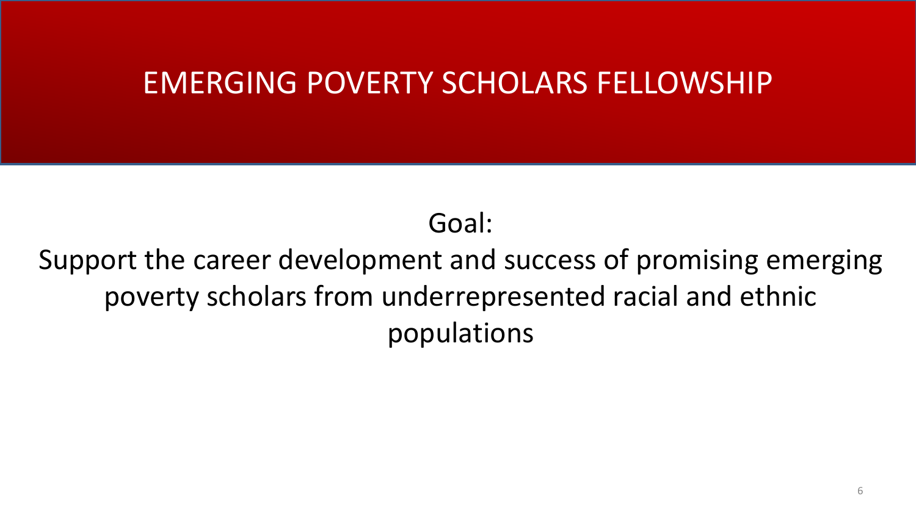# EMERGING POVERTY SCHOLARS FELLOWSHIP

Goal:

Support the career development and success of promising emerging poverty scholars from underrepresented racial and ethnic populations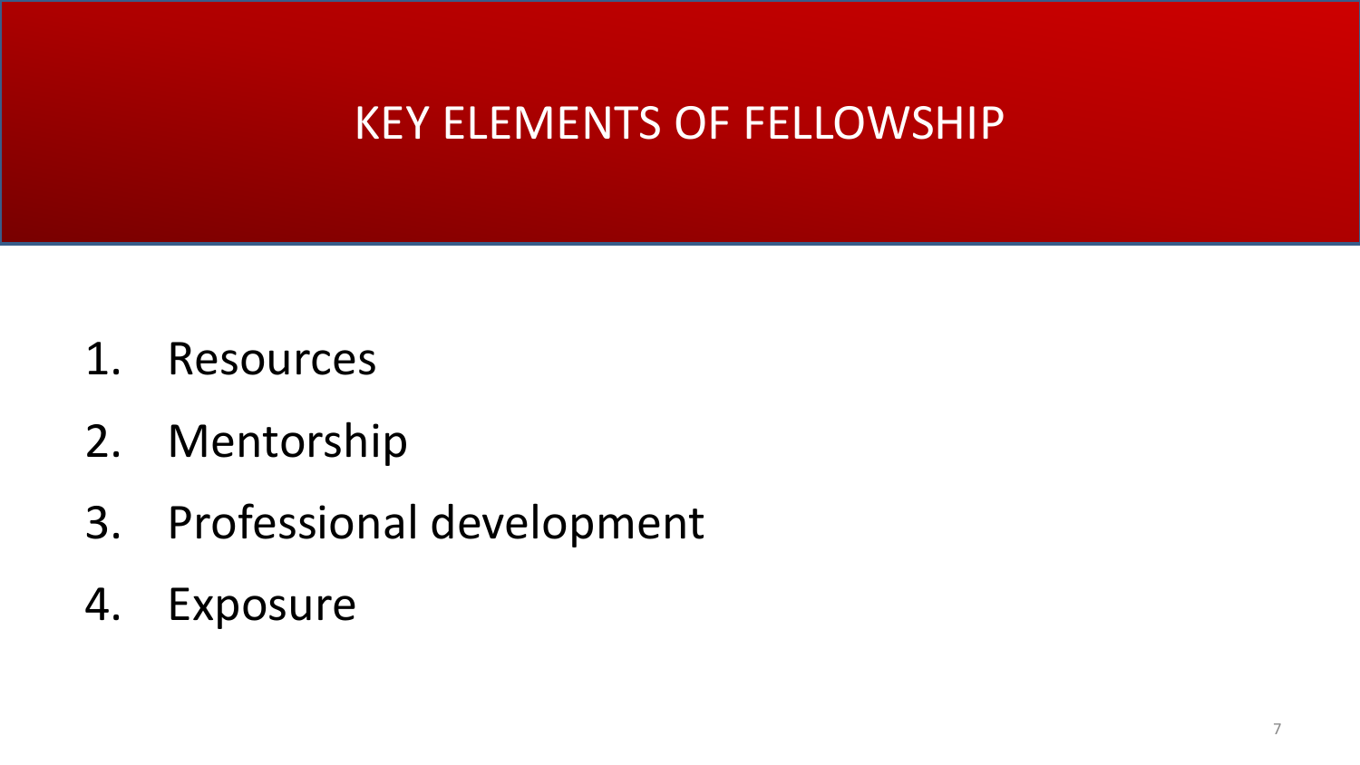# KEY ELEMENTS OF FELLOWSHIP

1. Resources
2. Mentorship
3. Professional development
4. Exposure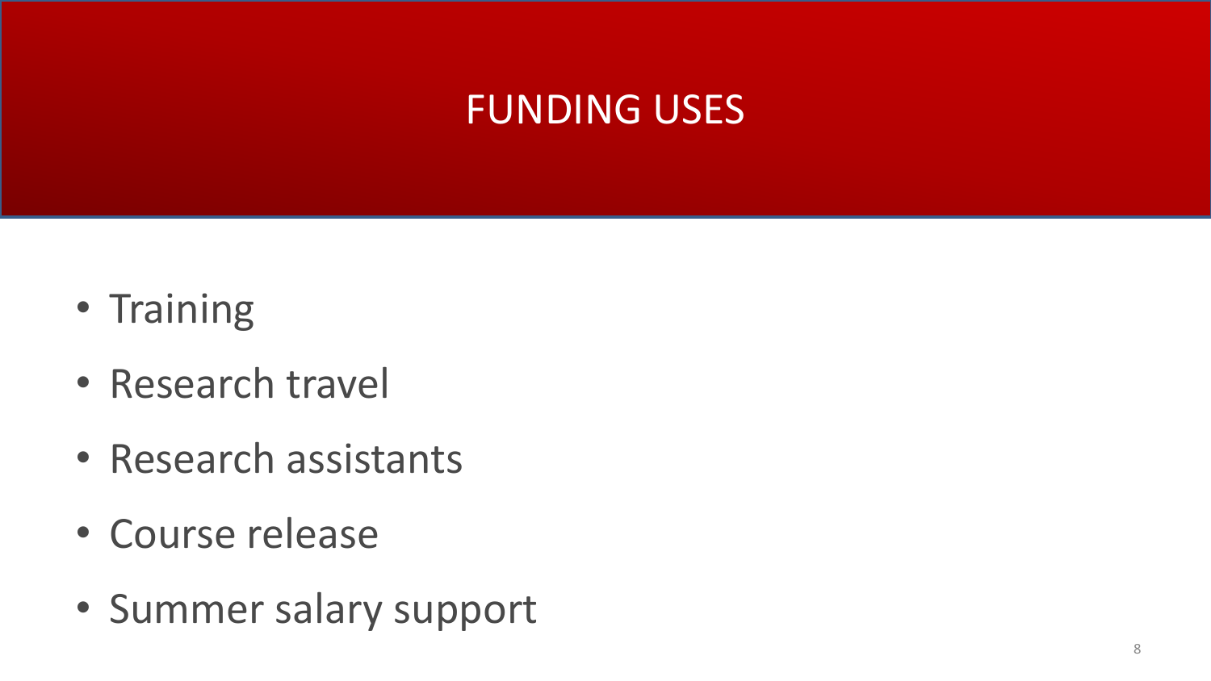# FUNDING USES

- Training
- Research travel
- Research assistants
- Course release
- Summer salary support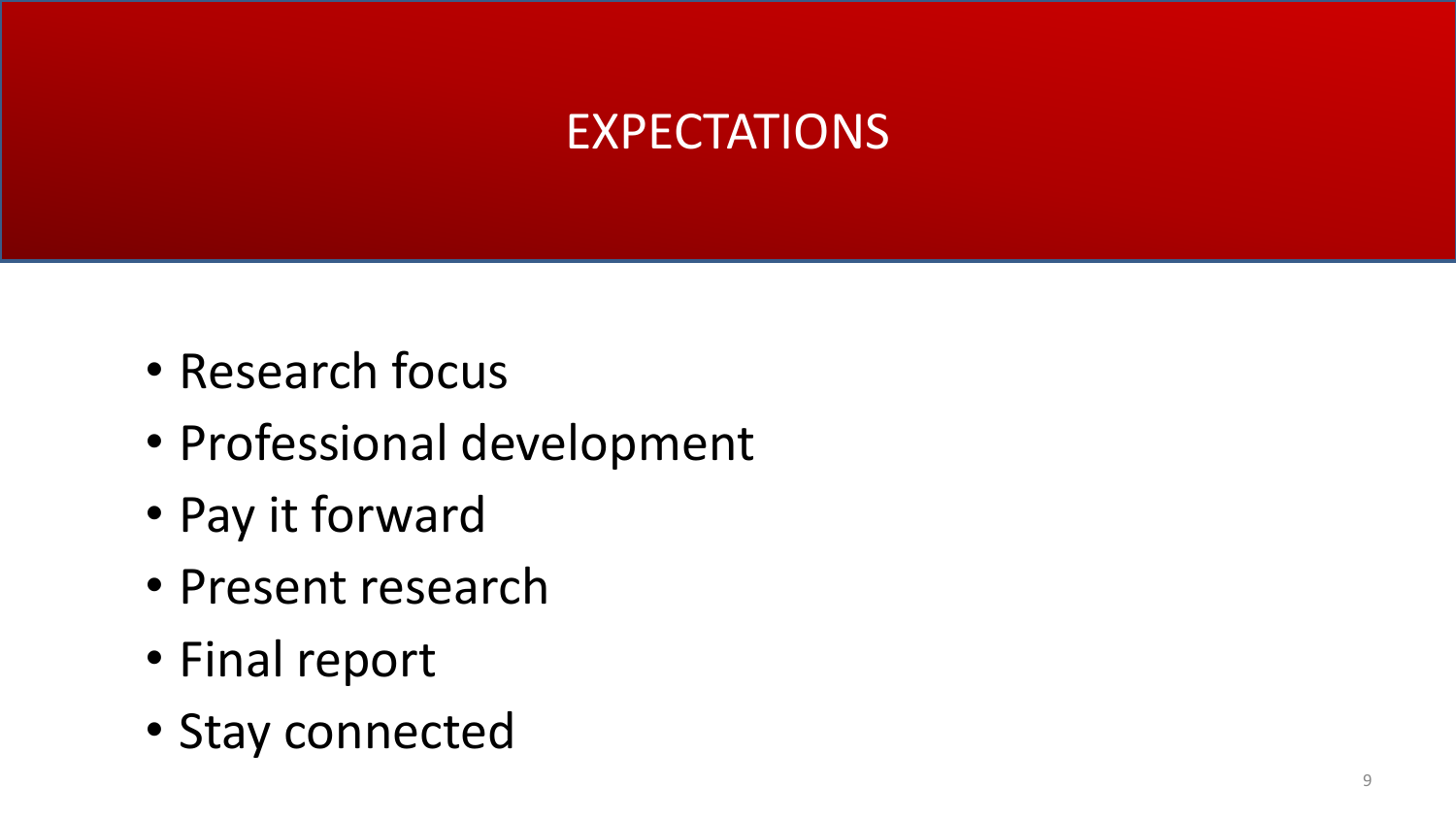# EXPECTATIONS

- Research focus
- Professional development
- Pay it forward
- Present research
- Final report
- Stay connected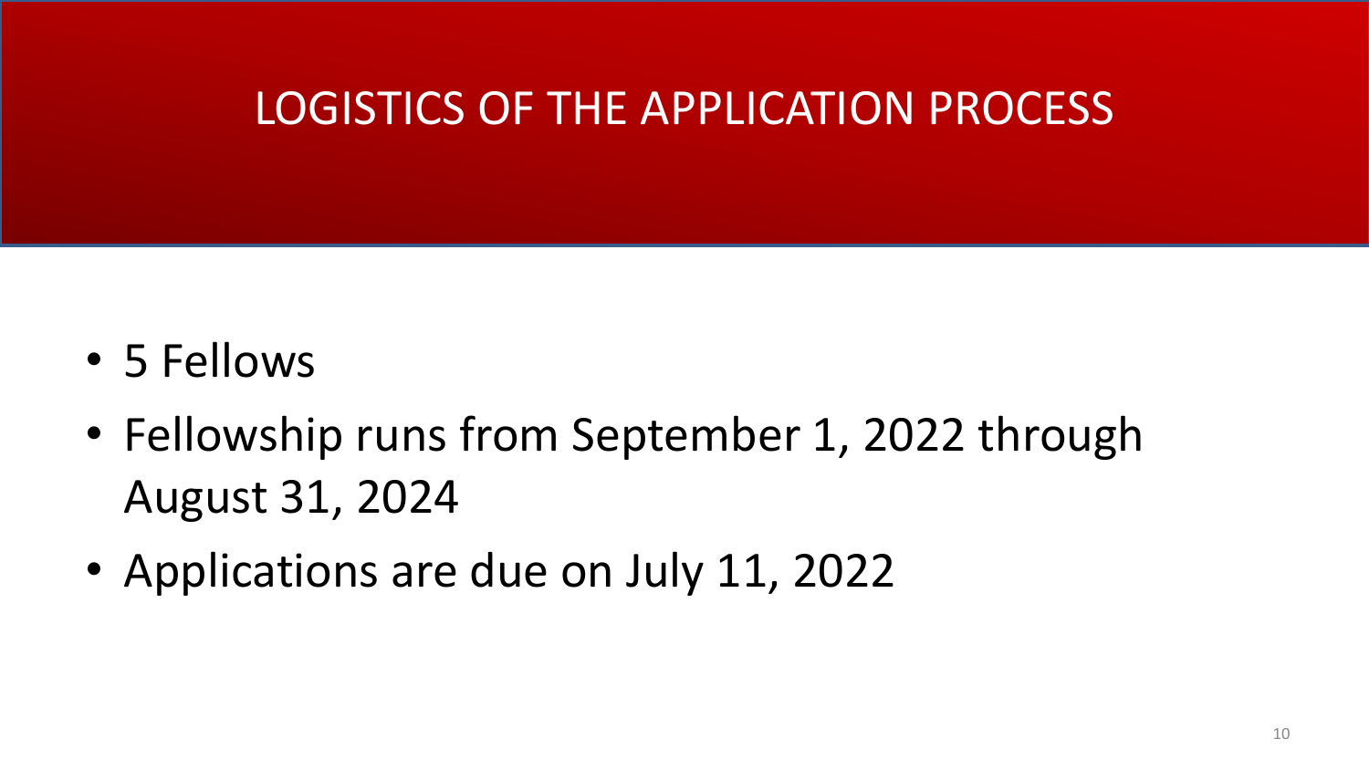# LOGISTICS OF THE APPLICATION PROCESS

- 5 Fellows
- Fellowship runs from September 1, 2022 through August 31, 2024
- Applications are due on July 11, 2022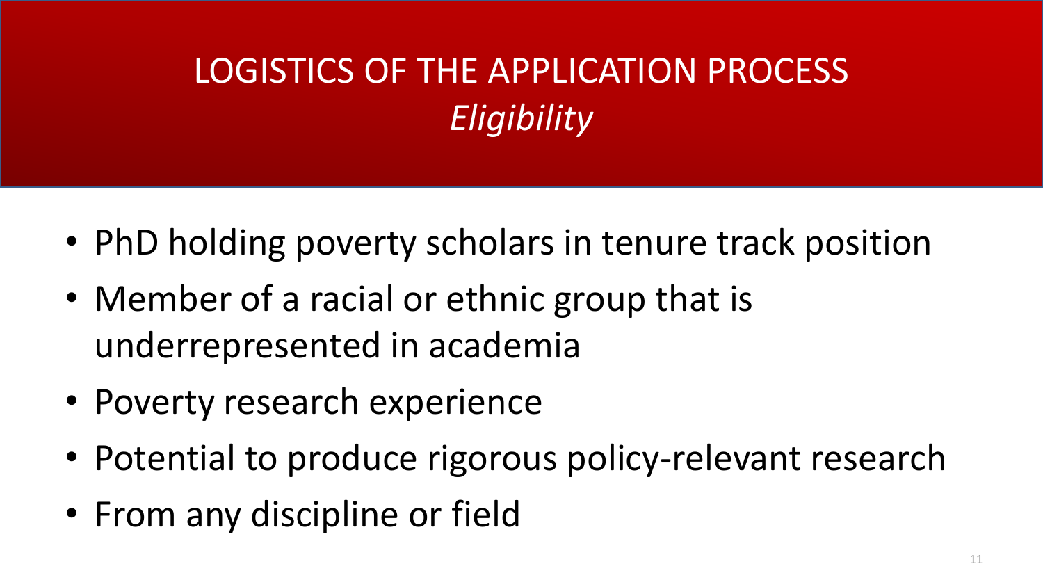# LOGISTICS OF THE APPLICATION PROCESS

## *Eligibility*

- PhD holding poverty scholars in tenure track position
- Member of a racial or ethnic group that is underrepresented in academia
- Poverty research experience
- Potential to produce rigorous policy-relevant research
- From any discipline or field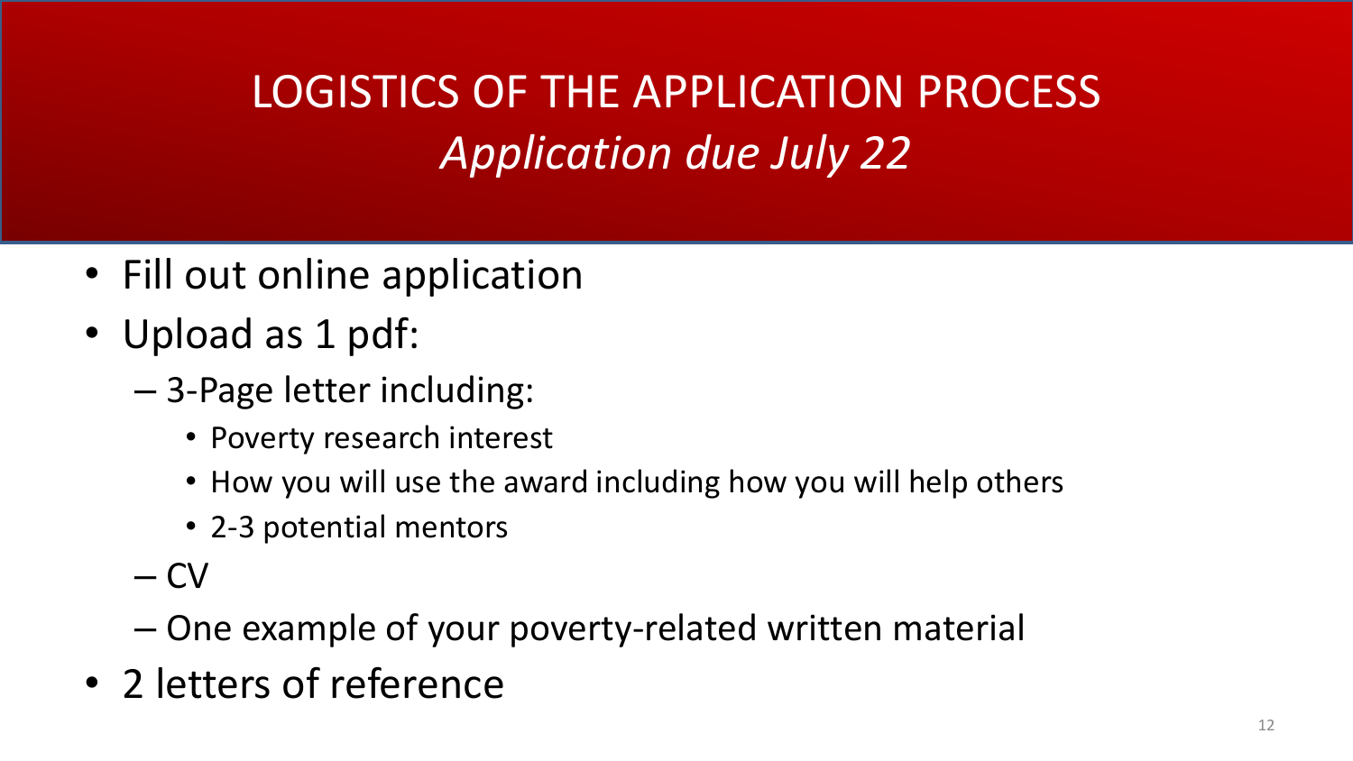# LOGISTICS OF THE APPLICATION PROCESS

## *Application due July 22*

- Fill out online application
- Upload as 1 pdf:
  - 3-Page letter including:
    - Poverty research interest
    - How you will use the award including how you will help others
    - 2-3 potential mentors
  - CV
  - One example of your poverty-related written material
- 2 letters of reference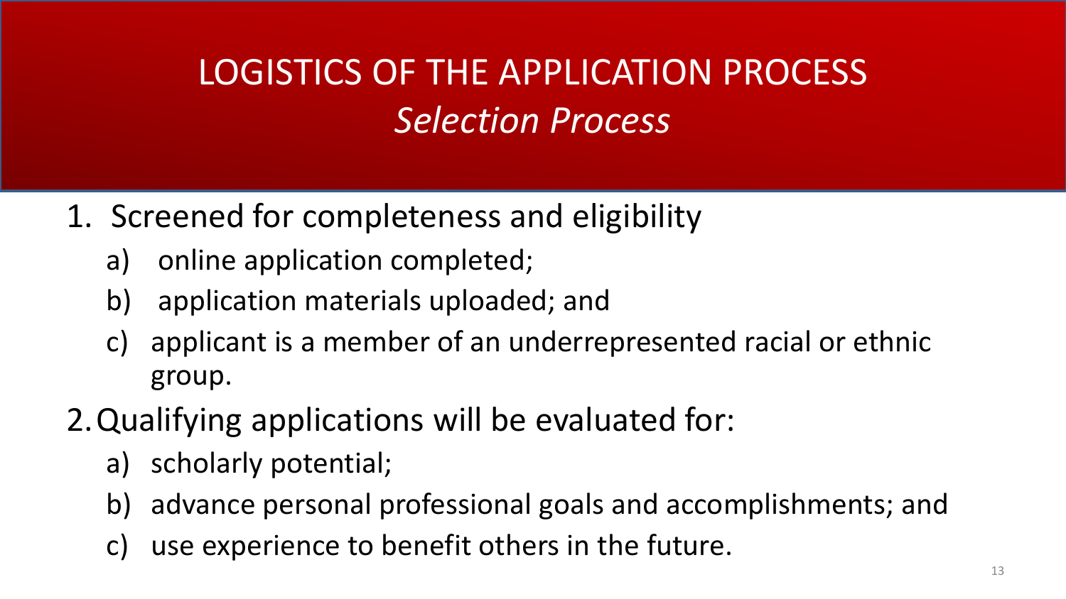# LOGISTICS OF THE APPLICATION PROCESS

## *Selection Process*

1. Screened for completeness and eligibility
   a) online application completed;
   b) application materials uploaded; and
   c) applicant is a member of an underrepresented racial or ethnic group.
2. Qualifying applications will be evaluated for:
   a) scholarly potential;
   b) advance personal professional goals and accomplishments; and
   c) use experience to benefit others in the future.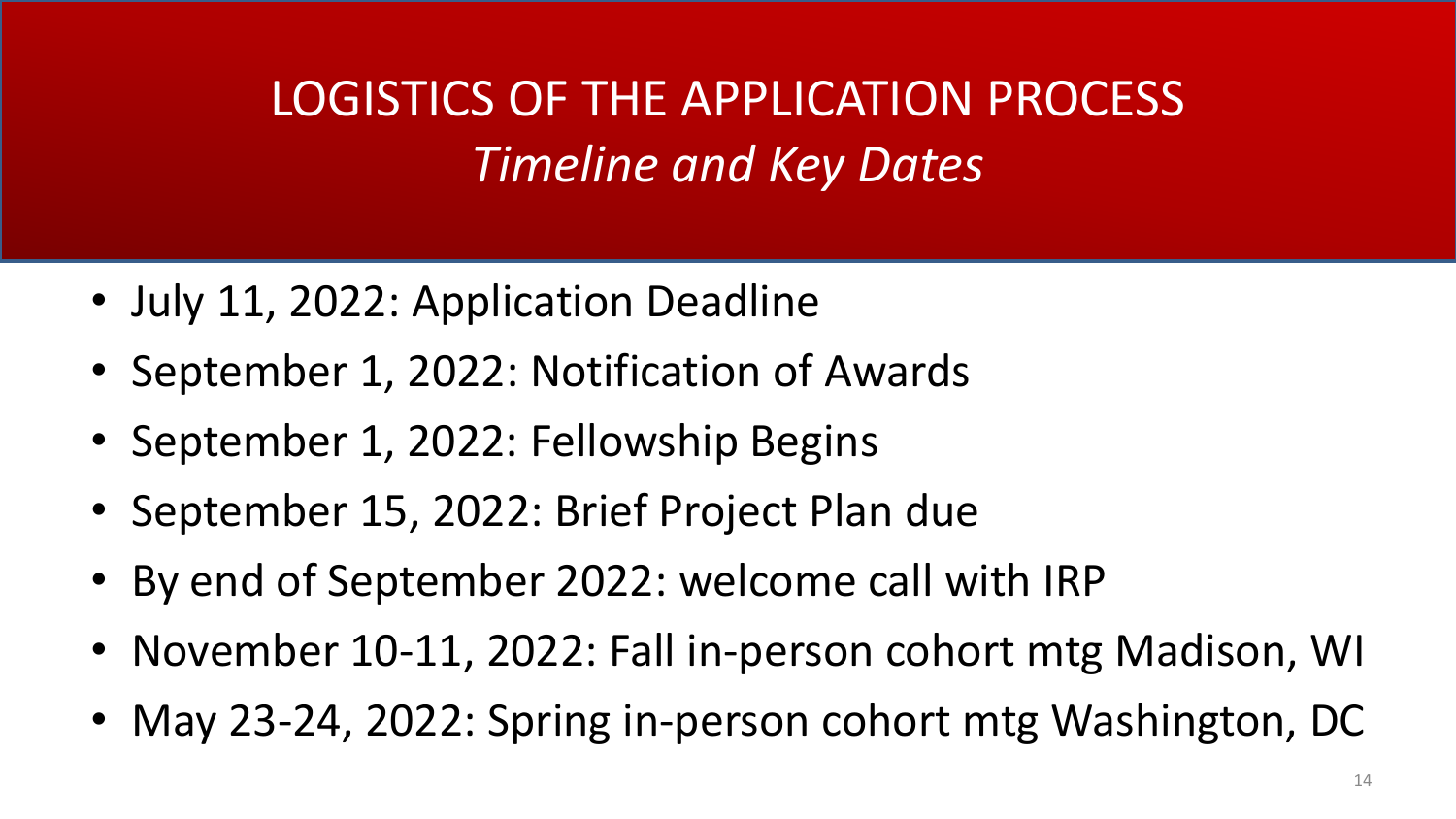# LOGISTICS OF THE APPLICATION PROCESS

## *Timeline and Key Dates*

- July 11, 2022: Application Deadline
- September 1, 2022: Notification of Awards
- September 1, 2022: Fellowship Begins
- September 15, 2022: Brief Project Plan due
- By end of September 2022: welcome call with IRP
- November 10-11, 2022: Fall in-person cohort mtg Madison, WI
- May 23-24, 2022: Spring in-person cohort mtg Washington, DC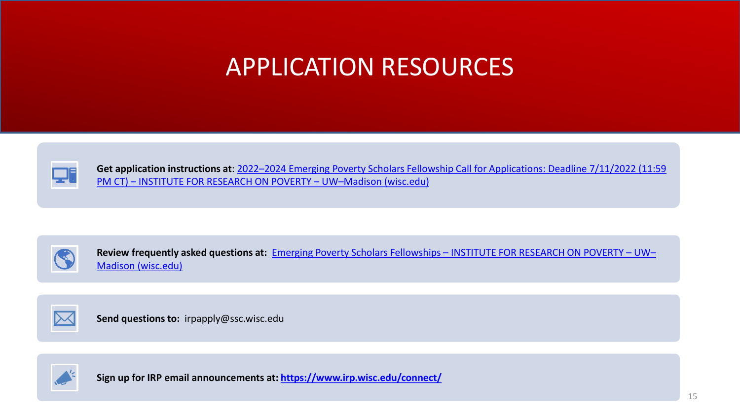# APPLICATION RESOURCES

**Get application instructions at**: 2022–2024 Emerging Poverty Scholars Fellowship Call for Applications: Deadline 7/11/2022 (11:59 PM CT) – INSTITUTE FOR RESEARCH ON POVERTY – UW–Madison (wisc.edu)

**Review frequently asked questions at:** Emerging Poverty Scholars Fellowships – INSTITUTE FOR RESEARCH ON POVERTY – UW–Madison (wisc.edu)

**Send questions to:** irpapply@ssc.wisc.edu

**Sign up for IRP email announcements at: https://www.irp.wisc.edu/connect/**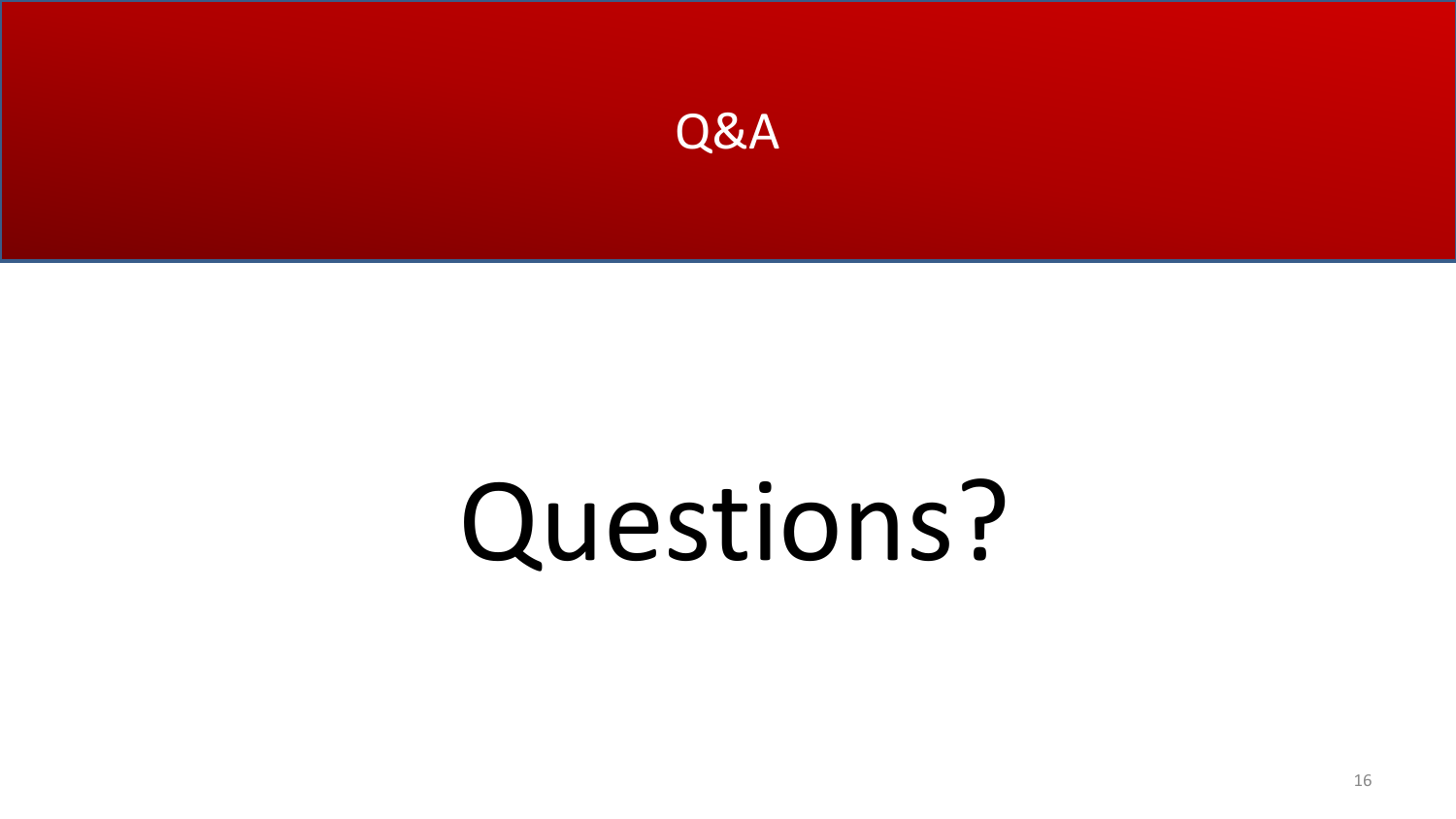# Q&A

Questions?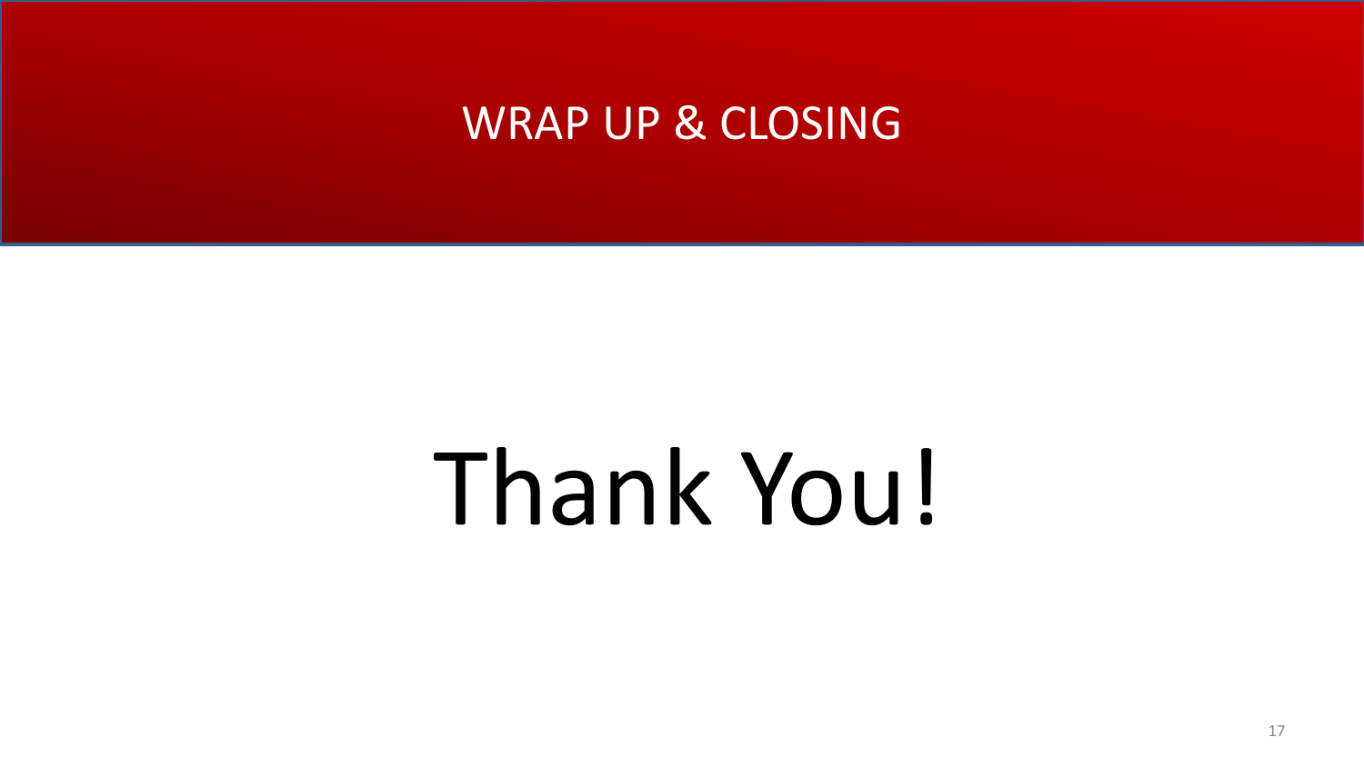# WRAP UP & CLOSING

Thank You!